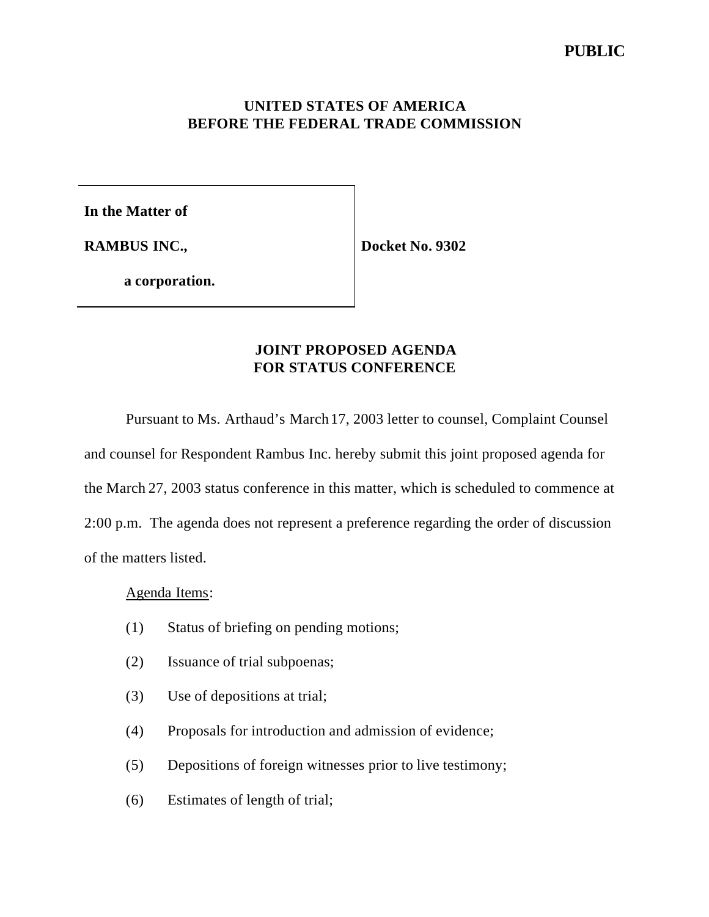**PUBLIC**

**UNITED STATES OF AMERICA**
**BEFORE THE FEDERAL TRADE COMMISSION**

| | |
|---|---|
| **In the Matter of** <br><br> **RAMBUS INC.,** <br><br> **a corporation.** | **Docket No. 9302** |

## JOINT PROPOSED AGENDA FOR STATUS CONFERENCE

Pursuant to Ms. Arthaud's March 17, 2003 letter to counsel, Complaint Counsel and counsel for Respondent Rambus Inc. hereby submit this joint proposed agenda for the March 27, 2003 status conference in this matter, which is scheduled to commence at 2:00 p.m. The agenda does not represent a preference regarding the order of discussion of the matters listed.

Agenda Items:

(1) Status of briefing on pending motions;

(2) Issuance of trial subpoenas;

(3) Use of depositions at trial;

(4) Proposals for introduction and admission of evidence;

(5) Depositions of foreign witnesses prior to live testimony;

(6) Estimates of length of trial;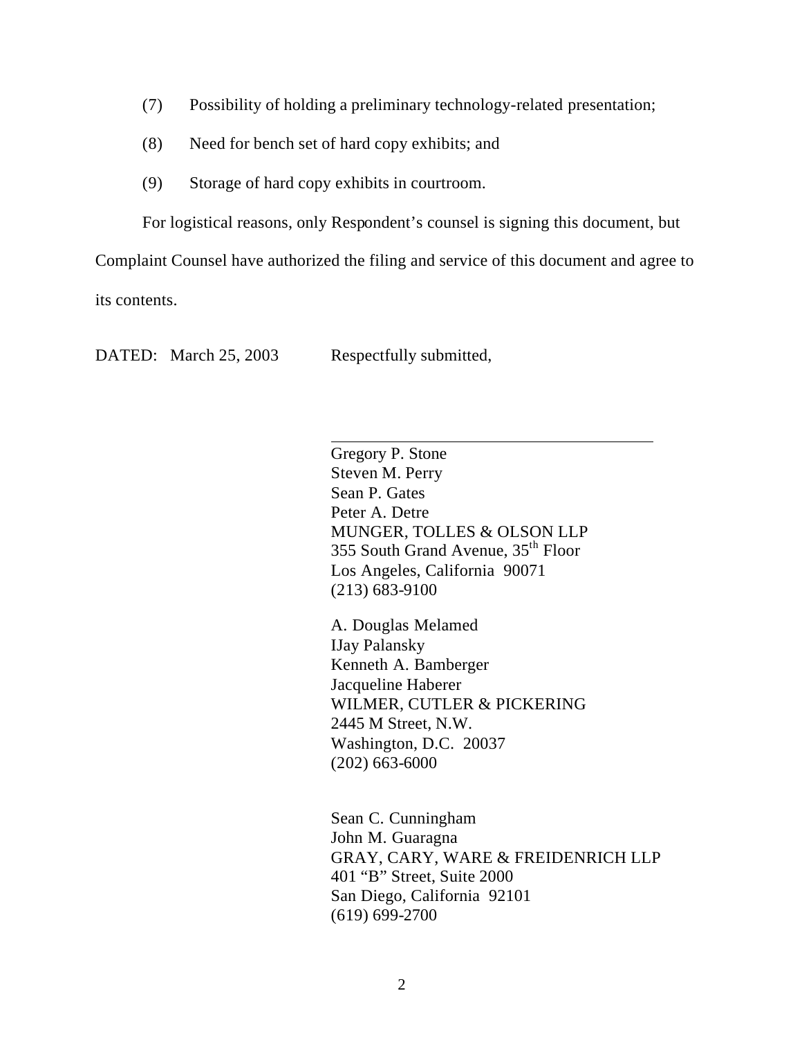(7) Possibility of holding a preliminary technology-related presentation;

(8) Need for bench set of hard copy exhibits; and

(9) Storage of hard copy exhibits in courtroom.

For logistical reasons, only Respondent's counsel is signing this document, but Complaint Counsel have authorized the filing and service of this document and agree to its contents.

DATED: March 25, 2003 Respectfully submitted,

\_\_\_\_\_\_\_\_\_\_\_\_\_\_\_\_\_\_\_\_\_\_\_\_\_\_\_\_\_\_\_\_\_\_\_\_

Gregory P. Stone
Steven M. Perry
Sean P. Gates
Peter A. Detre
MUNGER, TOLLES & OLSON LLP
355 South Grand Avenue, 35th Floor
Los Angeles, California 90071
(213) 683-9100

A. Douglas Melamed
IJay Palansky
Kenneth A. Bamberger
Jacqueline Haberer
WILMER, CUTLER & PICKERING
2445 M Street, N.W.
Washington, D.C. 20037
(202) 663-6000

Sean C. Cunningham
John M. Guaragna
GRAY, CARY, WARE & FREIDENRICH LLP
401 "B" Street, Suite 2000
San Diego, California 92101
(619) 699-2700